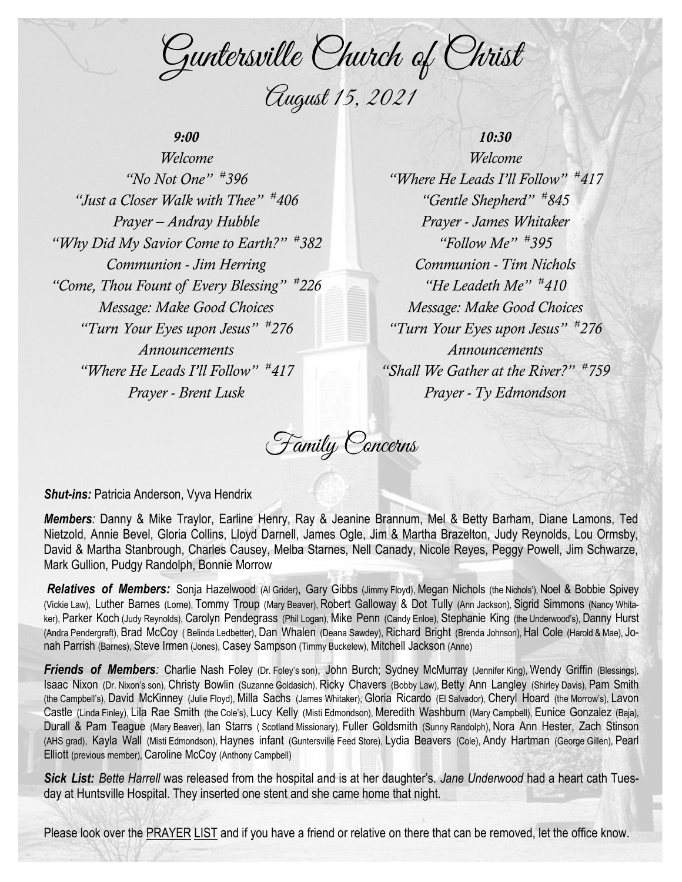# Guntersville Church of Christ

## August 15, 2021

### 9:00

*Welcome*

*"No Not One" #396*

*"Just a Closer Walk with Thee" #406*

*Prayer – Andray Hubble*

*"Why Did My Savior Come to Earth?" #382*

*Communion - Jim Herring*

*"Come, Thou Fount of Every Blessing" #226*

*Message: Make Good Choices*

*"Turn Your Eyes upon Jesus" #276*

*Announcements*

*"Where He Leads I'll Follow" #417*

*Prayer - Brent Lusk*

### 10:30

*Welcome*

*"Where He Leads I'll Follow" #417*

*"Gentle Shepherd" #845*

*Prayer - James Whitaker*

*"Follow Me" #395*

*Communion - Tim Nichols*

*"He Leadeth Me" #410*

*Message: Make Good Choices*

*"Turn Your Eyes upon Jesus" #276*

*Announcements*

*"Shall We Gather at the River?" #759*

*Prayer - Ty Edmondson*

## Family Concerns

***Shut-ins:*** Patricia Anderson, Vyva Hendrix

***Members**:* Danny & Mike Traylor, Earline Henry, Ray & Jeanine Brannum, Mel & Betty Barham, Diane Lamons, Ted Nietzold, Annie Bevel, Gloria Collins, Lloyd Darnell, James Ogle, Jim & Martha Brazelton, Judy Reynolds, Lou Ormsby, David & Martha Stanbrough, Charles Causey, Melba Starnes, Nell Canady, Nicole Reyes, Peggy Powell, Jim Schwarze, Mark Gullion, Pudgy Randolph, Bonnie Morrow

***Relatives of Members:*** Sonja Hazelwood (Al Grider), Gary Gibbs (Jimmy Floyd), Megan Nichols (the Nichols'), Noel & Bobbie Spivey (Vickie Law), Luther Barnes (Lorne), Tommy Troup (Mary Beaver), Robert Galloway & Dot Tully (Ann Jackson), Sigrid Simmons (Nancy Whitaker), Parker Koch (Judy Reynolds), Carolyn Pendegrass (Phil Logan), Mike Penn (Candy Enloe), Stephanie King (the Underwood's), Danny Hurst (Andra Pendergraft), Brad McCoy ( Belinda Ledbetter), Dan Whalen (Deana Sawdey), Richard Bright (Brenda Johnson), Hal Cole (Harold & Mae), Jonah Parrish (Barnes), Steve Irmen (Jones), Casey Sampson (Timmy Buckelew), Mitchell Jackson (Anne)

***Friends of Members**:* Charlie Nash Foley (Dr. Foley's son), John Burch; Sydney McMurray (Jennifer King), Wendy Griffin (Blessings), Isaac Nixon (Dr. Nixon's son), Christy Bowlin (Suzanne Goldasich), Ricky Chavers (Bobby Law), Betty Ann Langley (Shirley Davis), Pam Smith (the Campbell's), David McKinney (Julie Floyd), Milla Sachs (James Whitaker), Gloria Ricardo (El Salvador), Cheryl Hoard (the Morrow's), Lavon Castle (Linda Finley), Lila Rae Smith (the Cole's), Lucy Kelly (Misti Edmondson), Meredith Washburn (Mary Campbell), Eunice Gonzalez (Baja), Durall & Pam Teague (Mary Beaver), Ian Starrs ( Scotland Missionary), Fuller Goldsmith (Sunny Randolph), Nora Ann Hester, Zach Stinson (AHS grad), Kayla Wall (Misti Edmondson), Haynes infant (Guntersville Feed Store), Lydia Beavers (Cole), Andy Hartman (George Gillen), Pearl Elliott (previous member), Caroline McCoy (Anthony Campbell)

***Sick List:*** *Bette Harrell* was released from the hospital and is at her daughter's. *Jane Underwood* had a heart cath Tuesday at Huntsville Hospital. They inserted one stent and she came home that night.

Please look over the PRAYER LIST and if you have a friend or relative on there that can be removed, let the office know.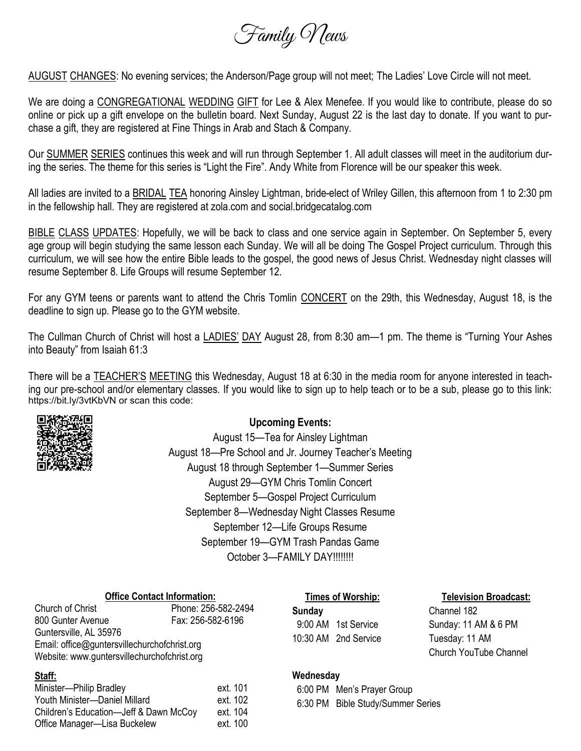# Family News

AUGUST CHANGES: No evening services; the Anderson/Page group will not meet; The Ladies' Love Circle will not meet.

We are doing a CONGREGATIONAL WEDDING GIFT for Lee & Alex Menefee. If you would like to contribute, please do so online or pick up a gift envelope on the bulletin board. Next Sunday, August 22 is the last day to donate. If you want to purchase a gift, they are registered at Fine Things in Arab and Stach & Company.

Our SUMMER SERIES continues this week and will run through September 1. All adult classes will meet in the auditorium during the series. The theme for this series is "Light the Fire". Andy White from Florence will be our speaker this week.

All ladies are invited to a BRIDAL TEA honoring Ainsley Lightman, bride-elect of Wriley Gillen, this afternoon from 1 to 2:30 pm in the fellowship hall. They are registered at zola.com and social.bridgecatalog.com

BIBLE CLASS UPDATES: Hopefully, we will be back to class and one service again in September. On September 5, every age group will begin studying the same lesson each Sunday. We will all be doing The Gospel Project curriculum. Through this curriculum, we will see how the entire Bible leads to the gospel, the good news of Jesus Christ. Wednesday night classes will resume September 8. Life Groups will resume September 12.

For any GYM teens or parents want to attend the Chris Tomlin CONCERT on the 29th, this Wednesday, August 18, is the deadline to sign up. Please go to the GYM website.

The Cullman Church of Christ will host a LADIES' DAY August 28, from 8:30 am—1 pm. The theme is "Turning Your Ashes into Beauty" from Isaiah 61:3

There will be a TEACHER'S MEETING this Wednesday, August 18 at 6:30 in the media room for anyone interested in teaching our pre-school and/or elementary classes. If you would like to sign up to help teach or to be a sub, please go to this link: https://bit.ly/3vtKbVN or scan this code:

**Upcoming Events:**

August 15—Tea for Ainsley Lightman
August 18—Pre School and Jr. Journey Teacher's Meeting
August 18 through September 1—Summer Series
August 29—GYM Chris Tomlin Concert
September 5—Gospel Project Curriculum
September 8—Wednesday Night Classes Resume
September 12—Life Groups Resume
September 19—GYM Trash Pandas Game
October 3—FAMILY DAY!!!!!!!!

**Office Contact Information:**

Church of Christ
800 Gunter Avenue
Guntersville, AL 35976
Phone: 256-582-2494
Fax: 256-582-6196
Email: office@guntersvillechurchofchrist.org
Website: www.guntersvillechurchofchrist.org

**Staff:**

| | |
|---|---|
| Minister—Philip Bradley | ext. 101 |
| Youth Minister—Daniel Millard | ext. 102 |
| Children's Education—Jeff & Dawn McCoy | ext. 104 |
| Office Manager—Lisa Buckelew | ext. 100 |

**Times of Worship:**

**Sunday**
9:00 AM 1st Service
10:30 AM 2nd Service

**Wednesday**
6:00 PM Men's Prayer Group
6:30 PM Bible Study/Summer Series

**Television Broadcast:**

Channel 182
Sunday: 11 AM & 6 PM
Tuesday: 11 AM
Church YouTube Channel